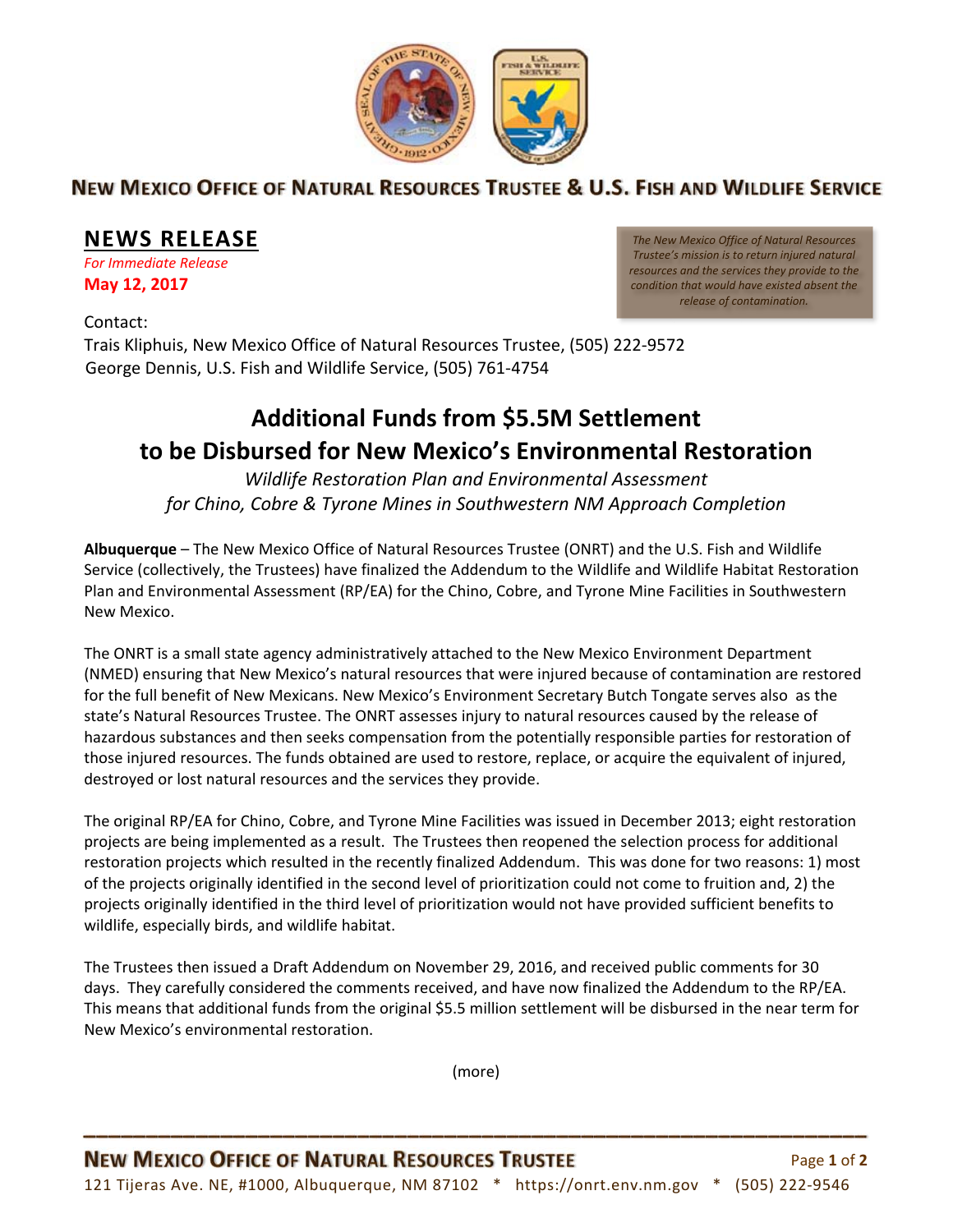**NEW MEXICO OFFICE OF NATURAL RESOURCES TRUSTEE & U.S. FISH AND WILDLIFE SERVICE**

## NEWS RELEASE

*For Immediate Release*

**May 12, 2017**

*The New Mexico Office of Natural Resources Trustee's mission is to return injured natural resources and the services they provide to the condition that would have existed absent the release of contamination.*

Contact:
Trais Kliphuis, New Mexico Office of Natural Resources Trustee, (505) 222-9572
George Dennis, U.S. Fish and Wildlife Service, (505) 761-4754

# Additional Funds from $5.5M Settlement to be Disbursed for New Mexico's Environmental Restoration

*Wildlife Restoration Plan and Environmental Assessment for Chino, Cobre & Tyrone Mines in Southwestern NM Approach Completion*

**Albuquerque** – The New Mexico Office of Natural Resources Trustee (ONRT) and the U.S. Fish and Wildlife Service (collectively, the Trustees) have finalized the Addendum to the Wildlife and Wildlife Habitat Restoration Plan and Environmental Assessment (RP/EA) for the Chino, Cobre, and Tyrone Mine Facilities in Southwestern New Mexico.

The ONRT is a small state agency administratively attached to the New Mexico Environment Department (NMED) ensuring that New Mexico's natural resources that were injured because of contamination are restored for the full benefit of New Mexicans. New Mexico's Environment Secretary Butch Tongate serves also as the state's Natural Resources Trustee. The ONRT assesses injury to natural resources caused by the release of hazardous substances and then seeks compensation from the potentially responsible parties for restoration of those injured resources. The funds obtained are used to restore, replace, or acquire the equivalent of injured, destroyed or lost natural resources and the services they provide.

The original RP/EA for Chino, Cobre, and Tyrone Mine Facilities was issued in December 2013; eight restoration projects are being implemented as a result. The Trustees then reopened the selection process for additional restoration projects which resulted in the recently finalized Addendum. This was done for two reasons: 1) most of the projects originally identified in the second level of prioritization could not come to fruition and, 2) the projects originally identified in the third level of prioritization would not have provided sufficient benefits to wildlife, especially birds, and wildlife habitat.

The Trustees then issued a Draft Addendum on November 29, 2016, and received public comments for 30 days. They carefully considered the comments received, and have now finalized the Addendum to the RP/EA. This means that additional funds from the original $5.5 million settlement will be disbursed in the near term for New Mexico's environmental restoration.

(more)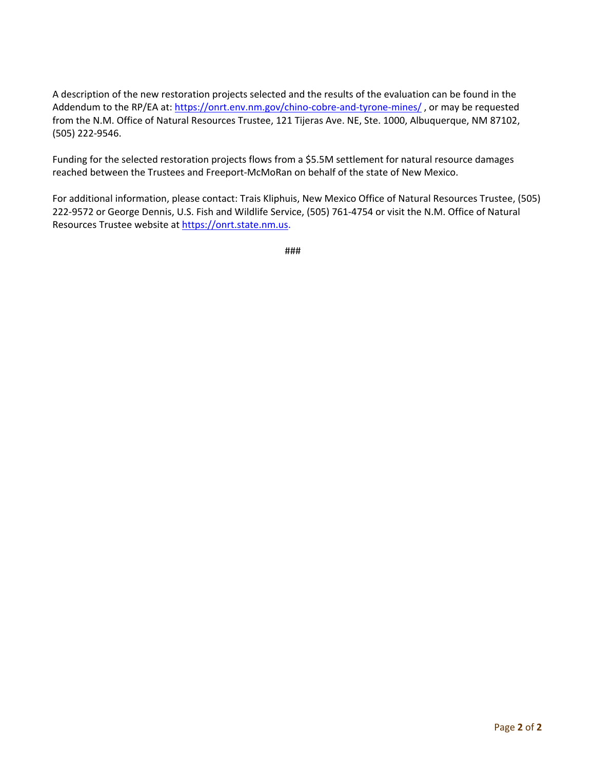A description of the new restoration projects selected and the results of the evaluation can be found in the Addendum to the RP/EA at: https://onrt.env.nm.gov/chino-cobre-and-tyrone-mines/ , or may be requested from the N.M. Office of Natural Resources Trustee, 121 Tijeras Ave. NE, Ste. 1000, Albuquerque, NM 87102, (505) 222-9546.

Funding for the selected restoration projects flows from a $5.5M settlement for natural resource damages reached between the Trustees and Freeport-McMoRan on behalf of the state of New Mexico.

For additional information, please contact: Trais Kliphuis, New Mexico Office of Natural Resources Trustee, (505) 222-9572 or George Dennis, U.S. Fish and Wildlife Service, (505) 761-4754 or visit the N.M. Office of Natural Resources Trustee website at https://onrt.state.nm.us.

###